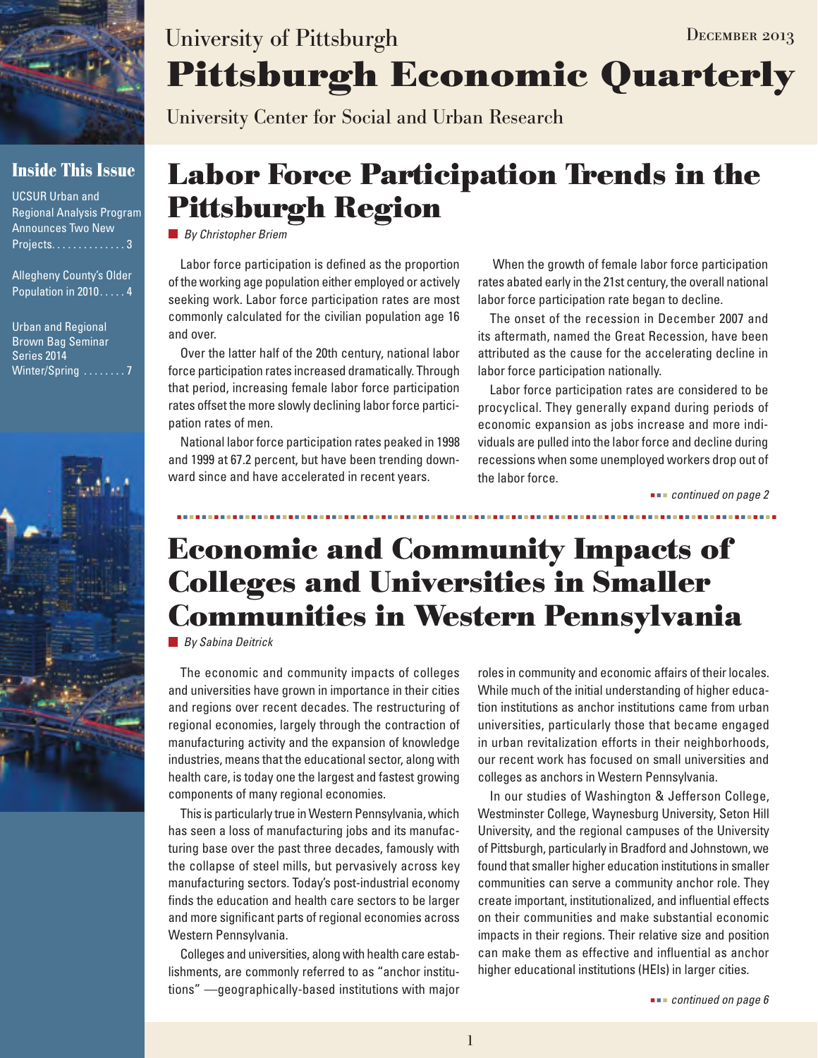University of Pittsburgh

December 2013

# Pittsburgh Economic Quarterly

University Center for Social and Urban Research

**Inside This Issue**

UCSUR Urban and Regional Analysis Program Announces Two New Projects. . . . . . . . . . . . . 3

Allegheny County's Older Population in 2010. . . . . 4

Urban and Regional Brown Bag Seminar Series 2014 Winter/Spring . . . . . . . . 7

## Labor Force Participation Trends in the Pittsburgh Region

*By Christopher Briem*

Labor force participation is defined as the proportion of the working age population either employed or actively seeking work. Labor force participation rates are most commonly calculated for the civilian population age 16 and over.

Over the latter half of the 20th century, national labor force participation rates increased dramatically. Through that period, increasing female labor force participation rates offset the more slowly declining labor force participation rates of men.

National labor force participation rates peaked in 1998 and 1999 at 67.2 percent, but have been trending downward since and have accelerated in recent years.

When the growth of female labor force participation rates abated early in the 21st century, the overall national labor force participation rate began to decline.

The onset of the recession in December 2007 and its aftermath, named the Great Recession, have been attributed as the cause for the accelerating decline in labor force participation nationally.

Labor force participation rates are considered to be procyclical. They generally expand during periods of economic expansion as jobs increase and more individuals are pulled into the labor force and decline during recessions when some unemployed workers drop out of the labor force.

*continued on page 2*

## Economic and Community Impacts of Colleges and Universities in Smaller Communities in Western Pennsylvania

*By Sabina Deitrick*

The economic and community impacts of colleges and universities have grown in importance in their cities and regions over recent decades. The restructuring of regional economies, largely through the contraction of manufacturing activity and the expansion of knowledge industries, means that the educational sector, along with health care, is today one the largest and fastest growing components of many regional economies.

This is particularly true in Western Pennsylvania, which has seen a loss of manufacturing jobs and its manufacturing base over the past three decades, famously with the collapse of steel mills, but pervasively across key manufacturing sectors. Today's post-industrial economy finds the education and health care sectors to be larger and more significant parts of regional economies across Western Pennsylvania.

Colleges and universities, along with health care establishments, are commonly referred to as "anchor institutions" —geographically-based institutions with major roles in community and economic affairs of their locales. While much of the initial understanding of higher education institutions as anchor institutions came from urban universities, particularly those that became engaged in urban revitalization efforts in their neighborhoods, our recent work has focused on small universities and colleges as anchors in Western Pennsylvania.

In our studies of Washington & Jefferson College, Westminster College, Waynesburg University, Seton Hill University, and the regional campuses of the University of Pittsburgh, particularly in Bradford and Johnstown, we found that smaller higher education institutions in smaller communities can serve a community anchor role. They create important, institutionalized, and influential effects on their communities and make substantial economic impacts in their regions. Their relative size and position can make them as effective and influential as anchor higher educational institutions (HEIs) in larger cities.

*continued on page 6*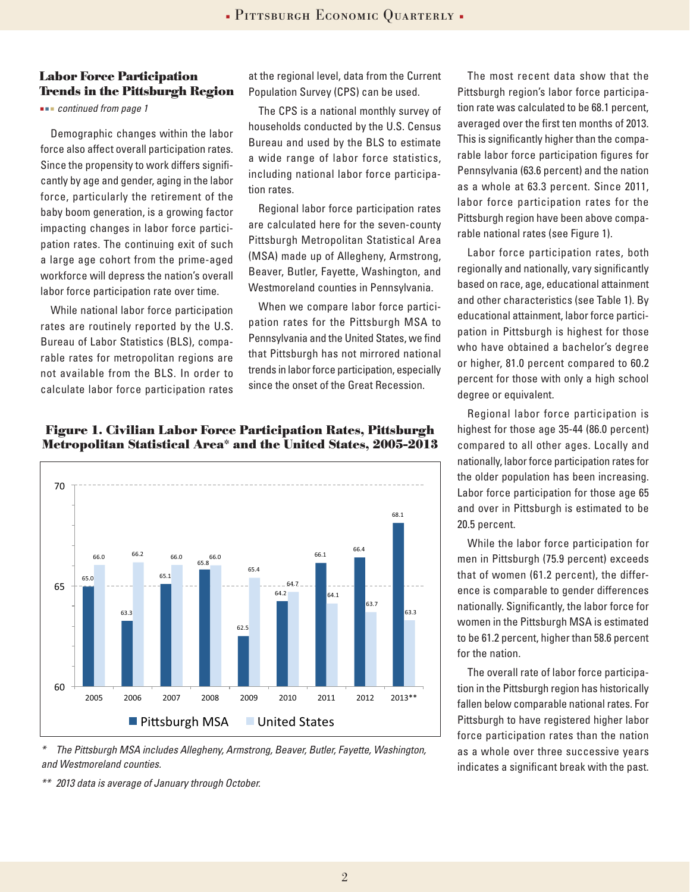## Labor Force Participation Trends in the Pittsburgh Region

*continued from page 1*

Demographic changes within the labor force also affect overall participation rates. Since the propensity to work differs significantly by age and gender, aging in the labor force, particularly the retirement of the baby boom generation, is a growing factor impacting changes in labor force participation rates. The continuing exit of such a large age cohort from the prime-aged workforce will depress the nation's overall labor force participation rate over time.

While national labor force participation rates are routinely reported by the U.S. Bureau of Labor Statistics (BLS), comparable rates for metropolitan regions are not available from the BLS. In order to calculate labor force participation rates at the regional level, data from the Current Population Survey (CPS) can be used.

The CPS is a national monthly survey of households conducted by the U.S. Census Bureau and used by the BLS to estimate a wide range of labor force statistics, including national labor force participation rates.

Regional labor force participation rates are calculated here for the seven-county Pittsburgh Metropolitan Statistical Area (MSA) made up of Allegheny, Armstrong, Beaver, Butler, Fayette, Washington, and Westmoreland counties in Pennsylvania.

When we compare labor force participation rates for the Pittsburgh MSA to Pennsylvania and the United States, we find that Pittsburgh has not mirrored national trends in labor force participation, especially since the onset of the Great Recession.

### Figure 1. Civilian Labor Force Participation Rates, Pittsburgh Metropolitan Statistical Area* and the United States, 2005-2013

| Year | Pittsburgh MSA | United States |
|---|---|---|
| 2005 | 65.0 | 66.0 |
| 2006 | 63.3 | 66.2 |
| 2007 | 65.1 | 66.0 |
| 2008 | 65.8 | 66.0 |
| 2009 | 62.5 | 65.4 |
| 2010 | 64.2 | 64.7 |
| 2011 | 66.1 | 64.1 |
| 2012 | 66.4 | 63.7 |
| 2013** | 68.1 | 63.3 |

*\* The Pittsburgh MSA includes Allegheny, Armstrong, Beaver, Butler, Fayette, Washington, and Westmoreland counties.*

*\*\* 2013 data is average of January through October.*

The most recent data show that the Pittsburgh region's labor force participation rate was calculated to be 68.1 percent, averaged over the first ten months of 2013. This is significantly higher than the comparable labor force participation figures for Pennsylvania (63.6 percent) and the nation as a whole at 63.3 percent. Since 2011, labor force participation rates for the Pittsburgh region have been above comparable national rates (see Figure 1).

Labor force participation rates, both regionally and nationally, vary significantly based on race, age, educational attainment and other characteristics (see Table 1). By educational attainment, labor force participation in Pittsburgh is highest for those who have obtained a bachelor's degree or higher, 81.0 percent compared to 60.2 percent for those with only a high school degree or equivalent.

Regional labor force participation is highest for those age 35-44 (86.0 percent) compared to all other ages. Locally and nationally, labor force participation rates for the older population has been increasing. Labor force participation for those age 65 and over in Pittsburgh is estimated to be 20.5 percent.

While the labor force participation for men in Pittsburgh (75.9 percent) exceeds that of women (61.2 percent), the difference is comparable to gender differences nationally. Significantly, the labor force for women in the Pittsburgh MSA is estimated to be 61.2 percent, higher than 58.6 percent for the nation.

The overall rate of labor force participation in the Pittsburgh region has historically fallen below comparable national rates. For Pittsburgh to have registered higher labor force participation rates than the nation as a whole over three successive years indicates a significant break with the past.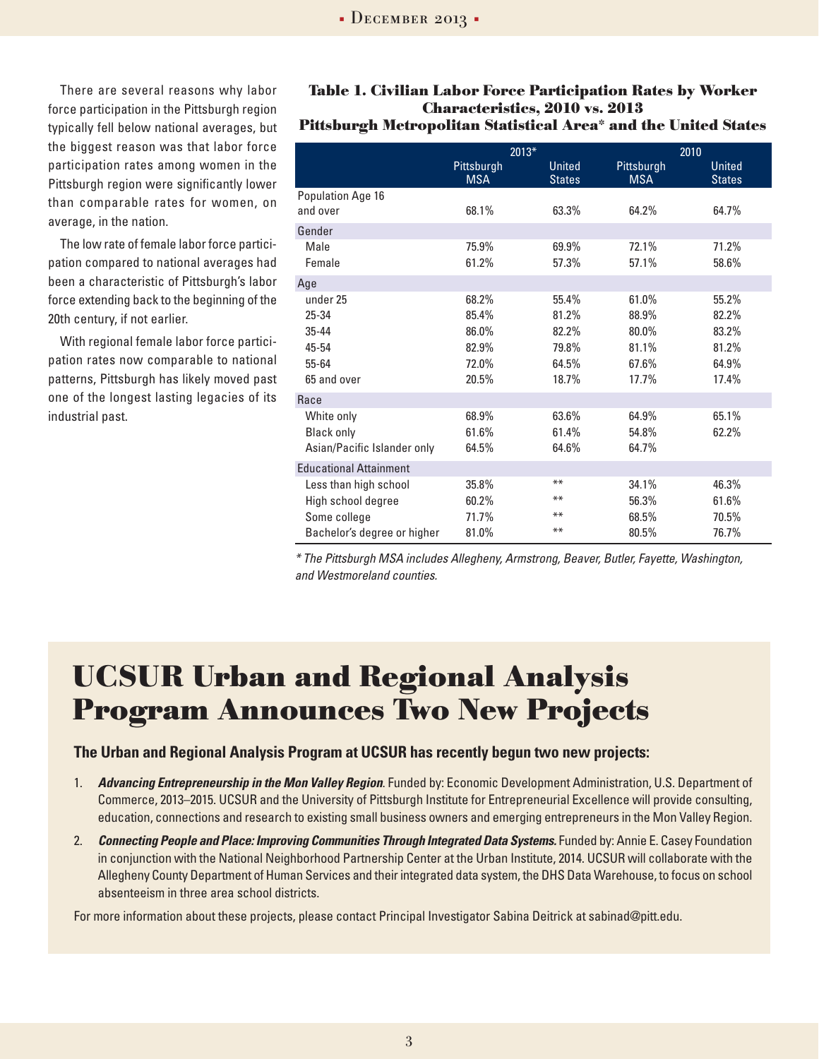There are several reasons why labor force participation in the Pittsburgh region typically fell below national averages, but the biggest reason was that labor force participation rates among women in the Pittsburgh region were significantly lower than comparable rates for women, on average, in the nation.

The low rate of female labor force participation compared to national averages had been a characteristic of Pittsburgh's labor force extending back to the beginning of the 20th century, if not earlier.

With regional female labor force participation rates now comparable to national patterns, Pittsburgh has likely moved past one of the longest lasting legacies of its industrial past.

**Table 1. Civilian Labor Force Participation Rates by Worker Characteristics, 2010 vs. 2013 Pittsburgh Metropolitan Statistical Area* and the United States**

| | 2013* | | 2010 | |
|---|---|---|---|---|
| | Pittsburgh MSA | United States | Pittsburgh MSA | United States |
| Population Age 16 and over | 68.1% | 63.3% | 64.2% | 64.7% |
| **Gender** | | | | |
| Male | 75.9% | 69.9% | 72.1% | 71.2% |
| Female | 61.2% | 57.3% | 57.1% | 58.6% |
| **Age** | | | | |
| under 25 | 68.2% | 55.4% | 61.0% | 55.2% |
| 25-34 | 85.4% | 81.2% | 88.9% | 82.2% |
| 35-44 | 86.0% | 82.2% | 80.0% | 83.2% |
| 45-54 | 82.9% | 79.8% | 81.1% | 81.2% |
| 55-64 | 72.0% | 64.5% | 67.6% | 64.9% |
| 65 and over | 20.5% | 18.7% | 17.7% | 17.4% |
| **Race** | | | | |
| White only | 68.9% | 63.6% | 64.9% | 65.1% |
| Black only | 61.6% | 61.4% | 54.8% | 62.2% |
| Asian/Pacific Islander only | 64.5% | 64.6% | 64.7% | |
| **Educational Attainment** | | | | |
| Less than high school | 35.8% | ** | 34.1% | 46.3% |
| High school degree | 60.2% | ** | 56.3% | 61.6% |
| Some college | 71.7% | ** | 68.5% | 70.5% |
| Bachelor's degree or higher | 81.0% | ** | 80.5% | 76.7% |

*\* The Pittsburgh MSA includes Allegheny, Armstrong, Beaver, Butler, Fayette, Washington, and Westmoreland counties.*

# UCSUR Urban and Regional Analysis Program Announces Two New Projects

**The Urban and Regional Analysis Program at UCSUR has recently begun two new projects:**

1. ***Advancing Entrepreneurship in the Mon Valley Region***. Funded by: Economic Development Administration, U.S. Department of Commerce, 2013–2015. UCSUR and the University of Pittsburgh Institute for Entrepreneurial Excellence will provide consulting, education, connections and research to existing small business owners and emerging entrepreneurs in the Mon Valley Region.
2. ***Connecting People and Place: Improving Communities Through Integrated Data Systems.*** Funded by: Annie E. Casey Foundation in conjunction with the National Neighborhood Partnership Center at the Urban Institute, 2014. UCSUR will collaborate with the Allegheny County Department of Human Services and their integrated data system, the DHS Data Warehouse, to focus on school absenteeism in three area school districts.

For more information about these projects, please contact Principal Investigator Sabina Deitrick at sabinad@pitt.edu.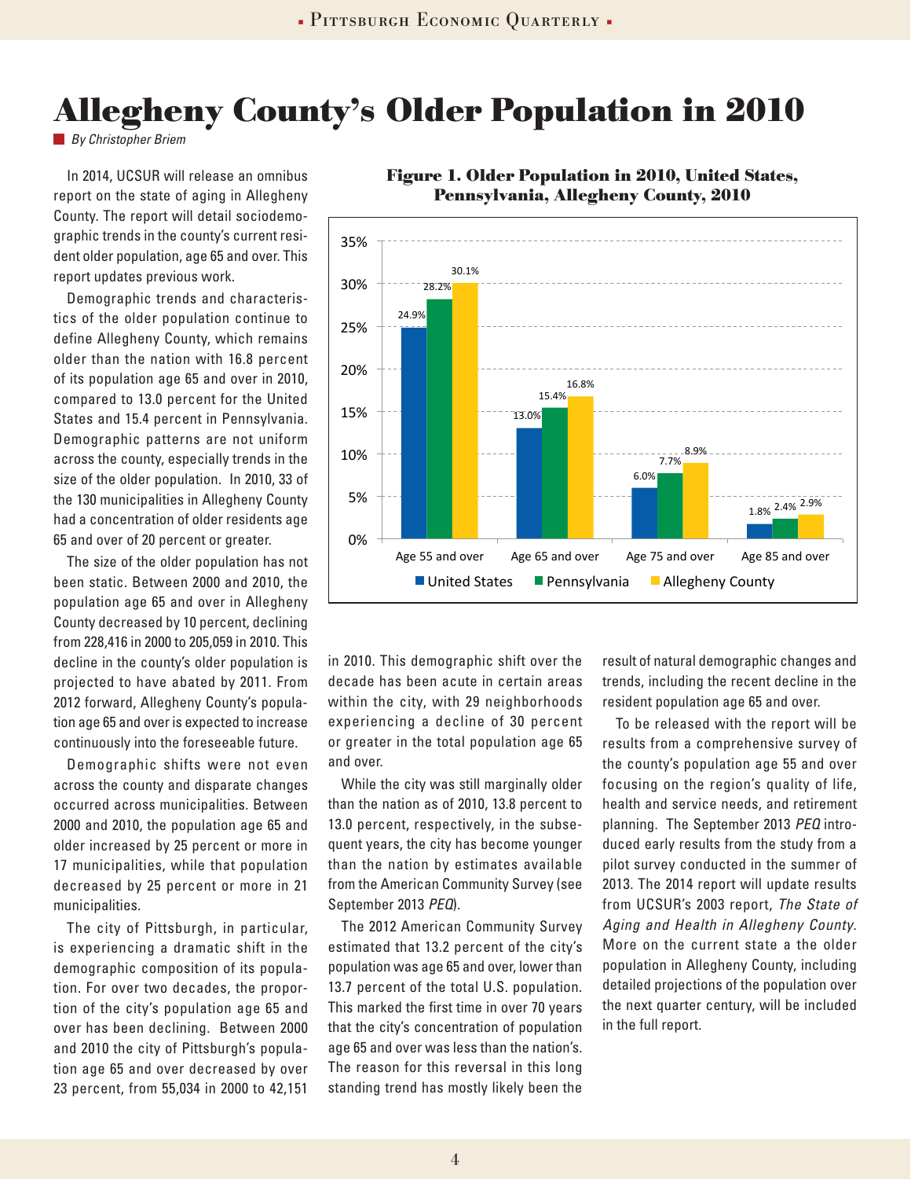# Allegheny County's Older Population in 2010

*By Christopher Briem*

In 2014, UCSUR will release an omnibus report on the state of aging in Allegheny County. The report will detail sociodemographic trends in the county's current resident older population, age 65 and over. This report updates previous work.

Demographic trends and characteristics of the older population continue to define Allegheny County, which remains older than the nation with 16.8 percent of its population age 65 and over in 2010, compared to 13.0 percent for the United States and 15.4 percent in Pennsylvania. Demographic patterns are not uniform across the county, especially trends in the size of the older population. In 2010, 33 of the 130 municipalities in Allegheny County had a concentration of older residents age 65 and over of 20 percent or greater.

The size of the older population has not been static. Between 2000 and 2010, the population age 65 and over in Allegheny County decreased by 10 percent, declining from 228,416 in 2000 to 205,059 in 2010. This decline in the county's older population is projected to have abated by 2011. From 2012 forward, Allegheny County's population age 65 and over is expected to increase continuously into the foreseeable future.

Demographic shifts were not even across the county and disparate changes occurred across municipalities. Between 2000 and 2010, the population age 65 and older increased by 25 percent or more in 17 municipalities, while that population decreased by 25 percent or more in 21 municipalities.

The city of Pittsburgh, in particular, is experiencing a dramatic shift in the demographic composition of its population. For over two decades, the proportion of the city's population age 65 and over has been declining. Between 2000 and 2010 the city of Pittsburgh's population age 65 and over decreased by over 23 percent, from 55,034 in 2000 to 42,151 in 2010. This demographic shift over the decade has been acute in certain areas within the city, with 29 neighborhoods experiencing a decline of 30 percent or greater in the total population age 65 and over.

**Figure 1. Older Population in 2010, United States, Pennsylvania, Allegheny County, 2010**

| | United States | Pennsylvania | Allegheny County |
|---|---|---|---|
| Age 55 and over | 24.9% | 28.2% | 30.1% |
| Age 65 and over | 13.0% | 15.4% | 16.8% |
| Age 75 and over | 6.0% | 7.7% | 8.9% |
| Age 85 and over | 1.8% | 2.4% | 2.9% |

While the city was still marginally older than the nation as of 2010, 13.8 percent to 13.0 percent, respectively, in the subsequent years, the city has become younger than the nation by estimates available from the American Community Survey (see September 2013 *PEQ*).

The 2012 American Community Survey estimated that 13.2 percent of the city's population was age 65 and over, lower than 13.7 percent of the total U.S. population. This marked the first time in over 70 years that the city's concentration of population age 65 and over was less than the nation's. The reason for this reversal in this long standing trend has mostly likely been the result of natural demographic changes and trends, including the recent decline in the resident population age 65 and over.

To be released with the report will be results from a comprehensive survey of the county's population age 55 and over focusing on the region's quality of life, health and service needs, and retirement planning. The September 2013 *PEQ* introduced early results from the study from a pilot survey conducted in the summer of 2013. The 2014 report will update results from UCSUR's 2003 report, *The State of Aging and Health in Allegheny County*. More on the current state a the older population in Allegheny County, including detailed projections of the population over the next quarter century, will be included in the full report.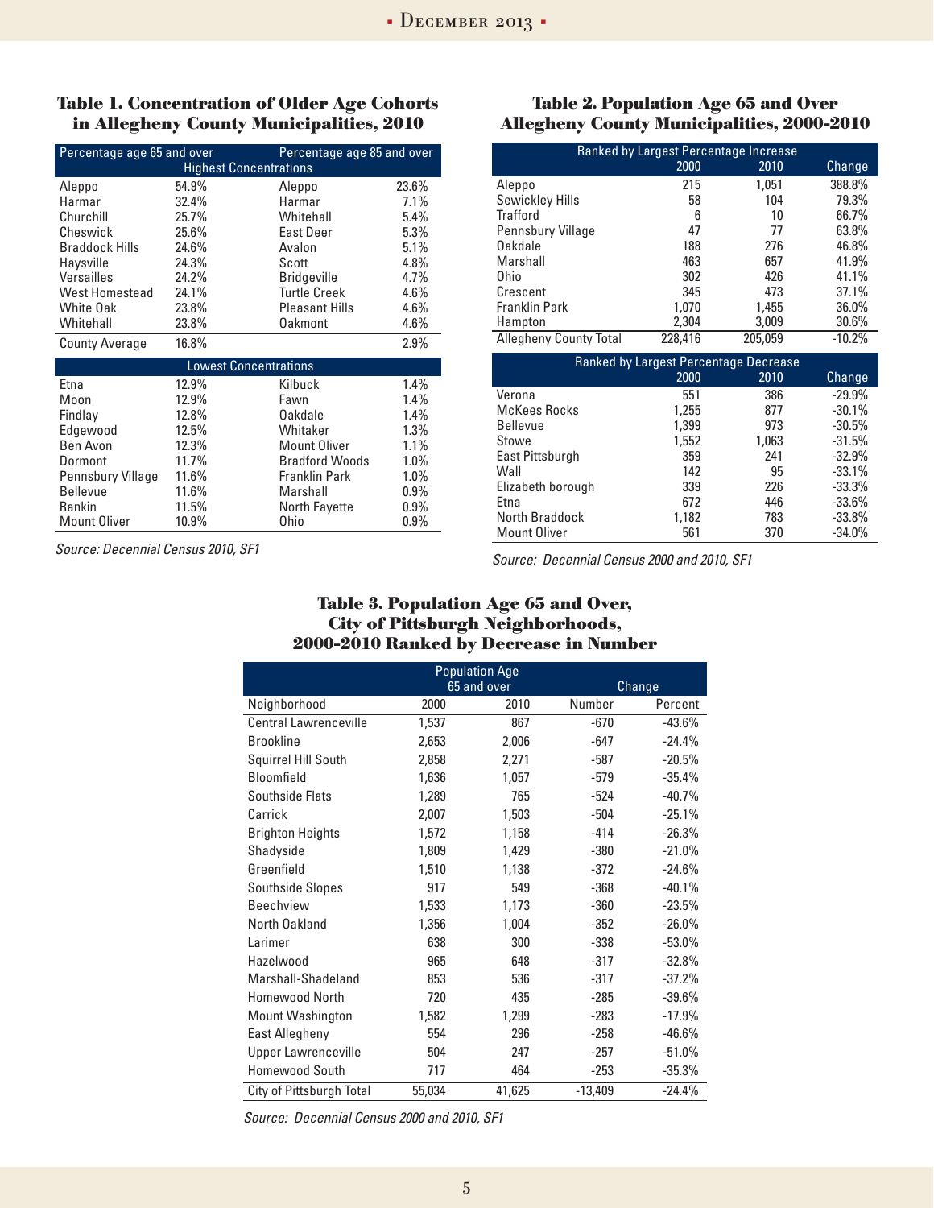### Table 1. Concentration of Older Age Cohorts in Allegheny County Municipalities, 2010

| Percentage age 65 and over | | Percentage age 85 and over | |
|---|---|---|---|
| **Highest Concentrations** | | | |
| Aleppo | 54.9% | Aleppo | 23.6% |
| Harmar | 32.4% | Harmar | 7.1% |
| Churchill | 25.7% | Whitehall | 5.4% |
| Cheswick | 25.6% | East Deer | 5.3% |
| Braddock Hills | 24.6% | Avalon | 5.1% |
| Haysville | 24.3% | Scott | 4.8% |
| Versailles | 24.2% | Bridgeville | 4.7% |
| West Homestead | 24.1% | Turtle Creek | 4.6% |
| White Oak | 23.8% | Pleasant Hills | 4.6% |
| Whitehall | 23.8% | Oakmont | 4.6% |
| County Average | 16.8% | | 2.9% |
| **Lowest Concentrations** | | | |
| Etna | 12.9% | Kilbuck | 1.4% |
| Moon | 12.9% | Fawn | 1.4% |
| Findlay | 12.8% | Oakdale | 1.4% |
| Edgewood | 12.5% | Whitaker | 1.3% |
| Ben Avon | 12.3% | Mount Oliver | 1.1% |
| Dormont | 11.7% | Bradford Woods | 1.0% |
| Pennsbury Village | 11.6% | Franklin Park | 1.0% |
| Bellevue | 11.6% | Marshall | 0.9% |
| Rankin | 11.5% | North Fayette | 0.9% |
| Mount Oliver | 10.9% | Ohio | 0.9% |

*Source: Decennial Census 2010, SF1*

### Table 2. Population Age 65 and Over Allegheny County Municipalities, 2000-2010

| Ranked by Largest Percentage Increase | 2000 | 2010 | Change |
|---|---|---|---|
| Aleppo | 215 | 1,051 | 388.8% |
| Sewickley Hills | 58 | 104 | 79.3% |
| Trafford | 6 | 10 | 66.7% |
| Pennsbury Village | 47 | 77 | 63.8% |
| Oakdale | 188 | 276 | 46.8% |
| Marshall | 463 | 657 | 41.9% |
| Ohio | 302 | 426 | 41.1% |
| Crescent | 345 | 473 | 37.1% |
| Franklin Park | 1,070 | 1,455 | 36.0% |
| Hampton | 2,304 | 3,009 | 30.6% |
| Allegheny County Total | 228,416 | 205,059 | -10.2% |
| **Ranked by Largest Percentage Decrease** | **2000** | **2010** | **Change** |
| Verona | 551 | 386 | -29.9% |
| McKees Rocks | 1,255 | 877 | -30.1% |
| Bellevue | 1,399 | 973 | -30.5% |
| Stowe | 1,552 | 1,063 | -31.5% |
| East Pittsburgh | 359 | 241 | -32.9% |
| Wall | 142 | 95 | -33.1% |
| Elizabeth borough | 339 | 226 | -33.3% |
| Etna | 672 | 446 | -33.6% |
| North Braddock | 1,182 | 783 | -33.8% |
| Mount Oliver | 561 | 370 | -34.0% |

*Source: Decennial Census 2000 and 2010, SF1*

### Table 3. Population Age 65 and Over, City of Pittsburgh Neighborhoods, 2000-2010 Ranked by Decrease in Number

| | Population Age 65 and over | | Change | |
|---|---|---|---|---|
| Neighborhood | 2000 | 2010 | Number | Percent |
| Central Lawrenceville | 1,537 | 867 | -670 | -43.6% |
| Brookline | 2,653 | 2,006 | -647 | -24.4% |
| Squirrel Hill South | 2,858 | 2,271 | -587 | -20.5% |
| Bloomfield | 1,636 | 1,057 | -579 | -35.4% |
| Southside Flats | 1,289 | 765 | -524 | -40.7% |
| Carrick | 2,007 | 1,503 | -504 | -25.1% |
| Brighton Heights | 1,572 | 1,158 | -414 | -26.3% |
| Shadyside | 1,809 | 1,429 | -380 | -21.0% |
| Greenfield | 1,510 | 1,138 | -372 | -24.6% |
| Southside Slopes | 917 | 549 | -368 | -40.1% |
| Beechview | 1,533 | 1,173 | -360 | -23.5% |
| North Oakland | 1,356 | 1,004 | -352 | -26.0% |
| Larimer | 638 | 300 | -338 | -53.0% |
| Hazelwood | 965 | 648 | -317 | -32.8% |
| Marshall-Shadeland | 853 | 536 | -317 | -37.2% |
| Homewood North | 720 | 435 | -285 | -39.6% |
| Mount Washington | 1,582 | 1,299 | -283 | -17.9% |
| East Allegheny | 554 | 296 | -258 | -46.6% |
| Upper Lawrenceville | 504 | 247 | -257 | -51.0% |
| Homewood South | 717 | 464 | -253 | -35.3% |
| City of Pittsburgh Total | 55,034 | 41,625 | -13,409 | -24.4% |

*Source: Decennial Census 2000 and 2010, SF1*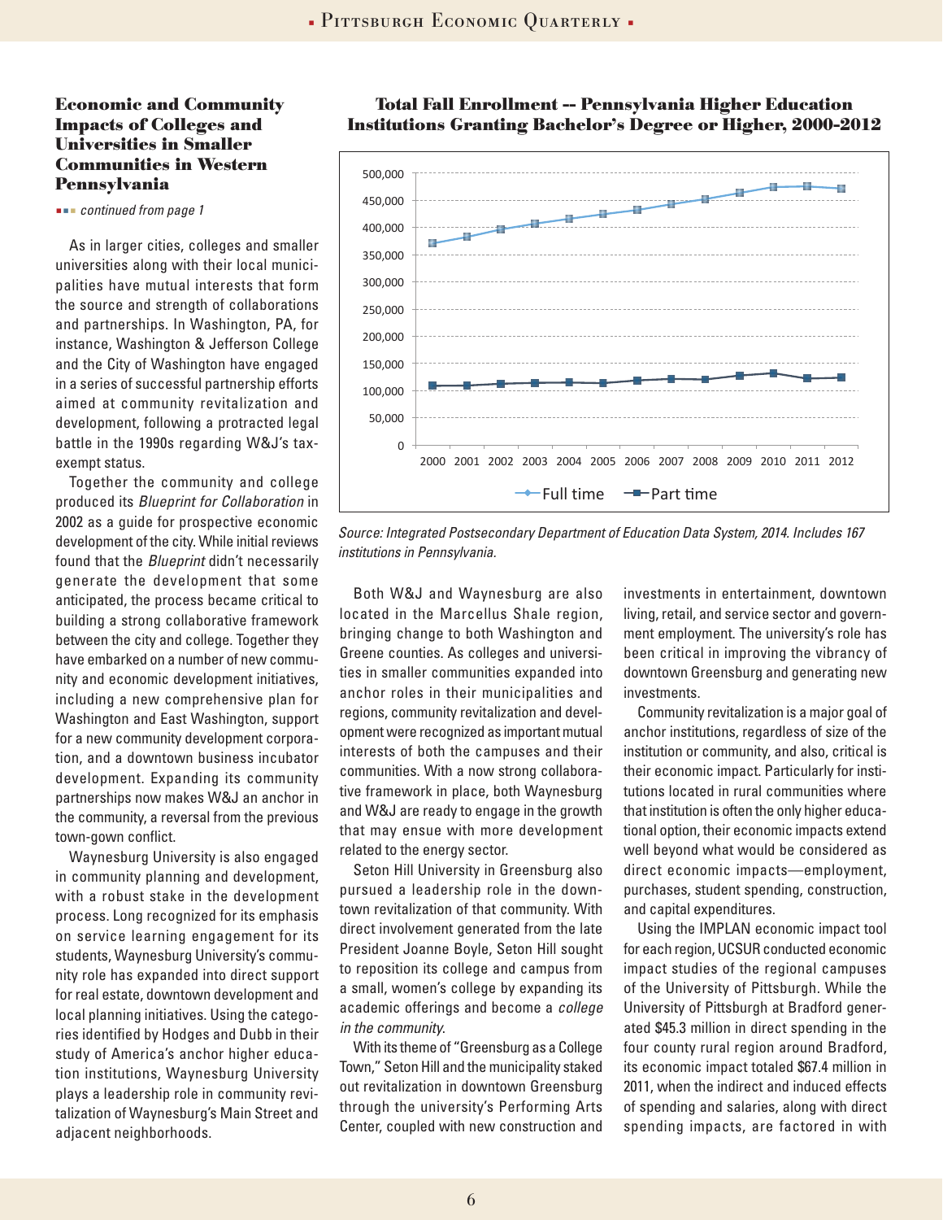## Economic and Community Impacts of Colleges and Universities in Smaller Communities in Western Pennsylvania

*continued from page 1*

As in larger cities, colleges and smaller universities along with their local municipalities have mutual interests that form the source and strength of collaborations and partnerships. In Washington, PA, for instance, Washington & Jefferson College and the City of Washington have engaged in a series of successful partnership efforts aimed at community revitalization and development, following a protracted legal battle in the 1990s regarding W&J's tax-exempt status.

Together the community and college produced its *Blueprint for Collaboration* in 2002 as a guide for prospective economic development of the city. While initial reviews found that the *Blueprint* didn't necessarily generate the development that some anticipated, the process became critical to building a strong collaborative framework between the city and college. Together they have embarked on a number of new community and economic development initiatives, including a new comprehensive plan for Washington and East Washington, support for a new community development corporation, and a downtown business incubator development. Expanding its community partnerships now makes W&J an anchor in the community, a reversal from the previous town-gown conflict.

Waynesburg University is also engaged in community planning and development, with a robust stake in the development process. Long recognized for its emphasis on service learning engagement for its students, Waynesburg University's community role has expanded into direct support for real estate, downtown development and local planning initiatives. Using the categories identified by Hodges and Dubb in their study of America's anchor higher education institutions, Waynesburg University plays a leadership role in community revitalization of Waynesburg's Main Street and adjacent neighborhoods.

### Total Fall Enrollment -- Pennsylvania Higher Education Institutions Granting Bachelor's Degree or Higher, 2000-2012

*Source: Integrated Postsecondary Department of Education Data System, 2014. Includes 167 institutions in Pennsylvania.*

Both W&J and Waynesburg are also located in the Marcellus Shale region, bringing change to both Washington and Greene counties. As colleges and universities in smaller communities expanded into anchor roles in their municipalities and regions, community revitalization and development were recognized as important mutual interests of both the campuses and their communities. With a now strong collaborative framework in place, both Waynesburg and W&J are ready to engage in the growth that may ensue with more development related to the energy sector.

Seton Hill University in Greensburg also pursued a leadership role in the downtown revitalization of that community. With direct involvement generated from the late President Joanne Boyle, Seton Hill sought to reposition its college and campus from a small, women's college by expanding its academic offerings and become a *college in the community*.

With its theme of "Greensburg as a College Town," Seton Hill and the municipality staked out revitalization in downtown Greensburg through the university's Performing Arts Center, coupled with new construction and investments in entertainment, downtown living, retail, and service sector and government employment. The university's role has been critical in improving the vibrancy of downtown Greensburg and generating new investments.

Community revitalization is a major goal of anchor institutions, regardless of size of the institution or community, and also, critical is their economic impact. Particularly for institutions located in rural communities where that institution is often the only higher educational option, their economic impacts extend well beyond what would be considered as direct economic impacts—employment, purchases, student spending, construction, and capital expenditures.

Using the IMPLAN economic impact tool for each region, UCSUR conducted economic impact studies of the regional campuses of the University of Pittsburgh. While the University of Pittsburgh at Bradford generated $45.3 million in direct spending in the four county rural region around Bradford, its economic impact totaled $67.4 million in 2011, when the indirect and induced effects of spending and salaries, along with direct spending impacts, are factored in with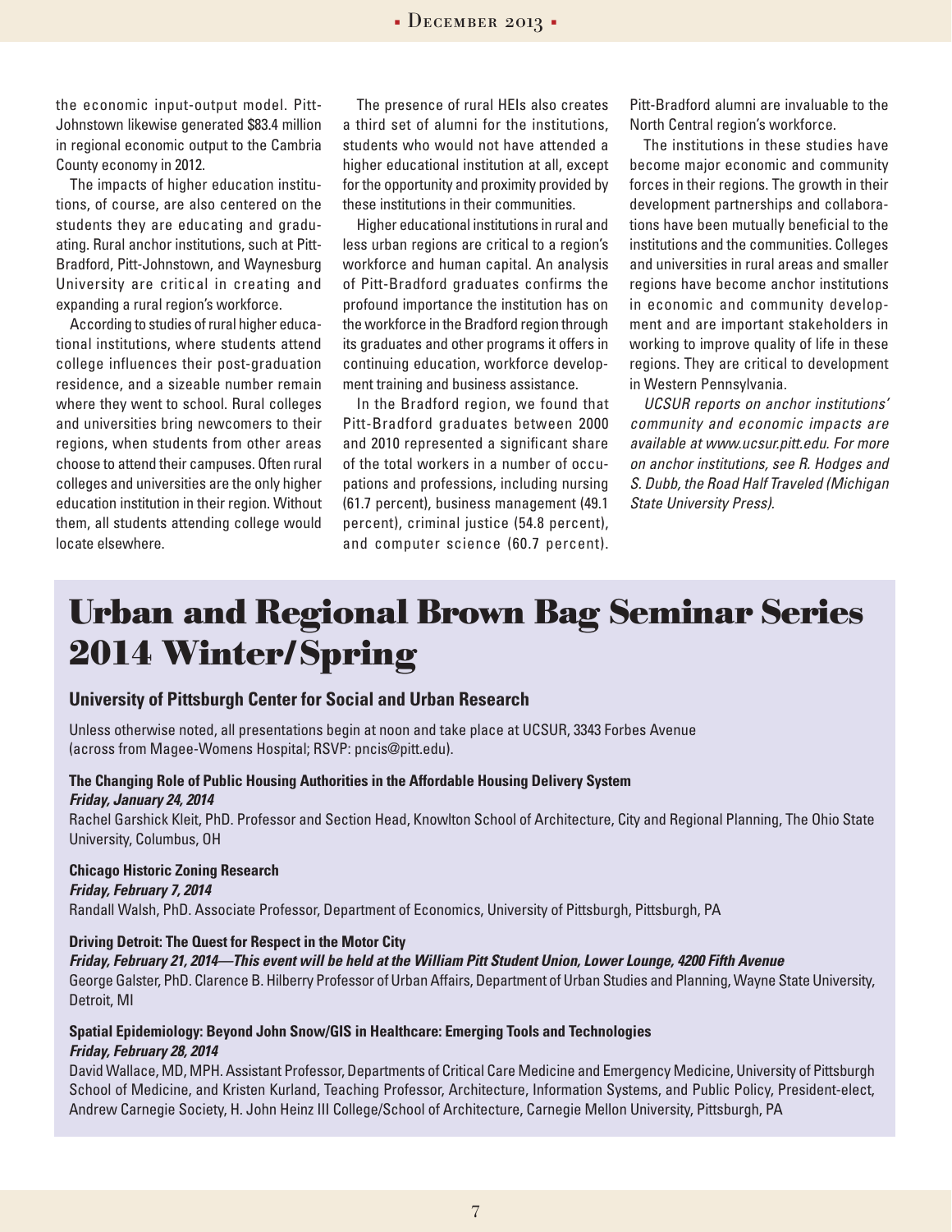the economic input-output model. Pitt-Johnstown likewise generated $83.4 million in regional economic output to the Cambria County economy in 2012.

The impacts of higher education institutions, of course, are also centered on the students they are educating and graduating. Rural anchor institutions, such at Pitt-Bradford, Pitt-Johnstown, and Waynesburg University are critical in creating and expanding a rural region's workforce.

According to studies of rural higher educational institutions, where students attend college influences their post-graduation residence, and a sizeable number remain where they went to school. Rural colleges and universities bring newcomers to their regions, when students from other areas choose to attend their campuses. Often rural colleges and universities are the only higher education institution in their region. Without them, all students attending college would locate elsewhere.

The presence of rural HEIs also creates a third set of alumni for the institutions, students who would not have attended a higher educational institution at all, except for the opportunity and proximity provided by these institutions in their communities.

Higher educational institutions in rural and less urban regions are critical to a region's workforce and human capital. An analysis of Pitt-Bradford graduates confirms the profound importance the institution has on the workforce in the Bradford region through its graduates and other programs it offers in continuing education, workforce development training and business assistance.

In the Bradford region, we found that Pitt-Bradford graduates between 2000 and 2010 represented a significant share of the total workers in a number of occupations and professions, including nursing (61.7 percent), business management (49.1 percent), criminal justice (54.8 percent), and computer science (60.7 percent). Pitt-Bradford alumni are invaluable to the North Central region's workforce.

The institutions in these studies have become major economic and community forces in their regions. The growth in their development partnerships and collaborations have been mutually beneficial to the institutions and the communities. Colleges and universities in rural areas and smaller regions have become anchor institutions in economic and community development and are important stakeholders in working to improve quality of life in these regions. They are critical to development in Western Pennsylvania.

*UCSUR reports on anchor institutions' community and economic impacts are available at www.ucsur.pitt.edu. For more on anchor institutions, see R. Hodges and S. Dubb, the Road Half Traveled (Michigan State University Press).*

# Urban and Regional Brown Bag Seminar Series 2014 Winter/Spring

### University of Pittsburgh Center for Social and Urban Research

Unless otherwise noted, all presentations begin at noon and take place at UCSUR, 3343 Forbes Avenue (across from Magee-Womens Hospital; RSVP: pncis@pitt.edu).

**The Changing Role of Public Housing Authorities in the Affordable Housing Delivery System**
***Friday, January 24, 2014***
Rachel Garshick Kleit, PhD. Professor and Section Head, Knowlton School of Architecture, City and Regional Planning, The Ohio State University, Columbus, OH

**Chicago Historic Zoning Research**
***Friday, February 7, 2014***
Randall Walsh, PhD. Associate Professor, Department of Economics, University of Pittsburgh, Pittsburgh, PA

**Driving Detroit: The Quest for Respect in the Motor City**
***Friday, February 21, 2014—This event will be held at the William Pitt Student Union, Lower Lounge, 4200 Fifth Avenue***
George Galster, PhD. Clarence B. Hilberry Professor of Urban Affairs, Department of Urban Studies and Planning, Wayne State University, Detroit, MI

**Spatial Epidemiology: Beyond John Snow/GIS in Healthcare: Emerging Tools and Technologies**
***Friday, February 28, 2014***
David Wallace, MD, MPH. Assistant Professor, Departments of Critical Care Medicine and Emergency Medicine, University of Pittsburgh School of Medicine, and Kristen Kurland, Teaching Professor, Architecture, Information Systems, and Public Policy, President-elect, Andrew Carnegie Society, H. John Heinz III College/School of Architecture, Carnegie Mellon University, Pittsburgh, PA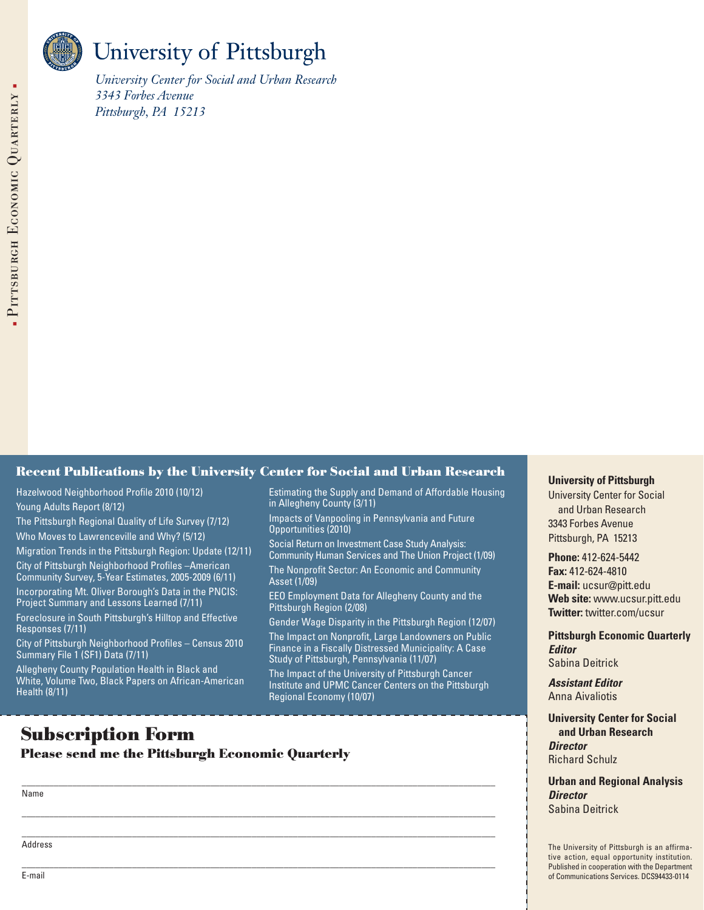# University of Pittsburgh

*University Center for Social and Urban Research*
*3343 Forbes Avenue*
*Pittsburgh, PA 15213*

## Recent Publications by the University Center for Social and Urban Research

Hazelwood Neighborhood Profile 2010 (10/12)

Young Adults Report (8/12)

The Pittsburgh Regional Quality of Life Survey (7/12)

Who Moves to Lawrenceville and Why? (5/12)

Migration Trends in the Pittsburgh Region: Update (12/11)

City of Pittsburgh Neighborhood Profiles –American Community Survey, 5-Year Estimates, 2005-2009 (6/11)

Incorporating Mt. Oliver Borough's Data in the PNCIS: Project Summary and Lessons Learned (7/11)

Foreclosure in South Pittsburgh's Hilltop and Effective Responses (7/11)

City of Pittsburgh Neighborhood Profiles – Census 2010 Summary File 1 (SF1) Data (7/11)

Allegheny County Population Health in Black and White, Volume Two, Black Papers on African-American Health (8/11)

Estimating the Supply and Demand of Affordable Housing in Allegheny County (3/11)

Impacts of Vanpooling in Pennsylvania and Future Opportunities (2010)

Social Return on Investment Case Study Analysis: Community Human Services and The Union Project (1/09)

The Nonprofit Sector: An Economic and Community Asset (1/09)

EEO Employment Data for Allegheny County and the Pittsburgh Region (2/08)

Gender Wage Disparity in the Pittsburgh Region (12/07)

The Impact on Nonprofit, Large Landowners on Public Finance in a Fiscally Distressed Municipality: A Case Study of Pittsburgh, Pennsylvania (11/07)

The Impact of the University of Pittsburgh Cancer Institute and UPMC Cancer Centers on the Pittsburgh Regional Economy (10/07)

## Subscription Form

**Please send me the Pittsburgh Economic Quarterly**

\_\_\_\_\_\_\_\_\_\_\_\_\_\_\_\_\_\_\_\_\_\_\_\_\_\_\_\_\_\_\_\_\_\_\_\_\_\_\_\_
Name

\_\_\_\_\_\_\_\_\_\_\_\_\_\_\_\_\_\_\_\_\_\_\_\_\_\_\_\_\_\_\_\_\_\_\_\_\_\_\_\_

\_\_\_\_\_\_\_\_\_\_\_\_\_\_\_\_\_\_\_\_\_\_\_\_\_\_\_\_\_\_\_\_\_\_\_\_\_\_\_\_
Address

\_\_\_\_\_\_\_\_\_\_\_\_\_\_\_\_\_\_\_\_\_\_\_\_\_\_\_\_\_\_\_\_\_\_\_\_\_\_\_\_
E-mail

**University of Pittsburgh**
University Center for Social and Urban Research
3343 Forbes Avenue
Pittsburgh, PA 15213

**Phone:** 412-624-5442
**Fax:** 412-624-4810
**E-mail:** ucsur@pitt.edu
**Web site:** www.ucsur.pitt.edu
**Twitter:** twitter.com/ucsur

**Pittsburgh Economic Quarterly**
***Editor***
Sabina Deitrick

***Assistant Editor***
Anna Aivaliotis

**University Center for Social and Urban Research**
***Director***
Richard Schulz

**Urban and Regional Analysis**
***Director***
Sabina Deitrick

The University of Pittsburgh is an affirmative action, equal opportunity institution. Published in cooperation with the Department of Communications Services. DCS94433-0114